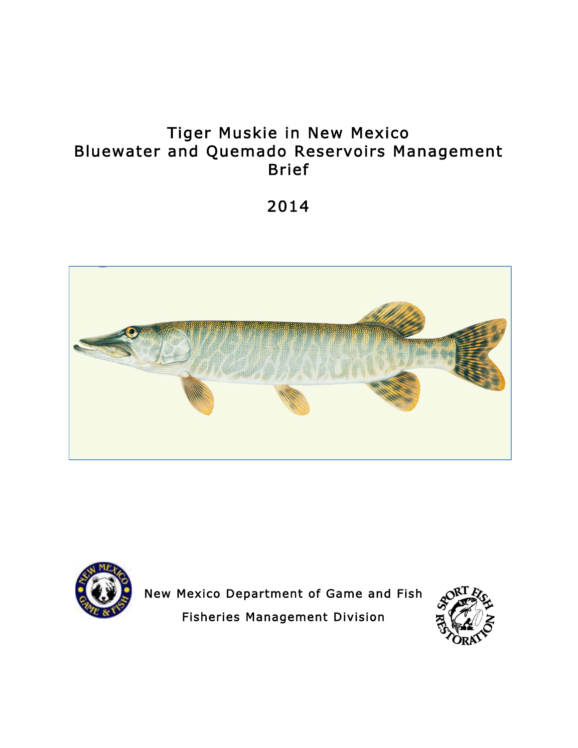# Tiger Muskie in New Mexico
# Bluewater and Quemado Reservoirs Management Brief

## 2014

New Mexico Department of Game and Fish

Fisheries Management Division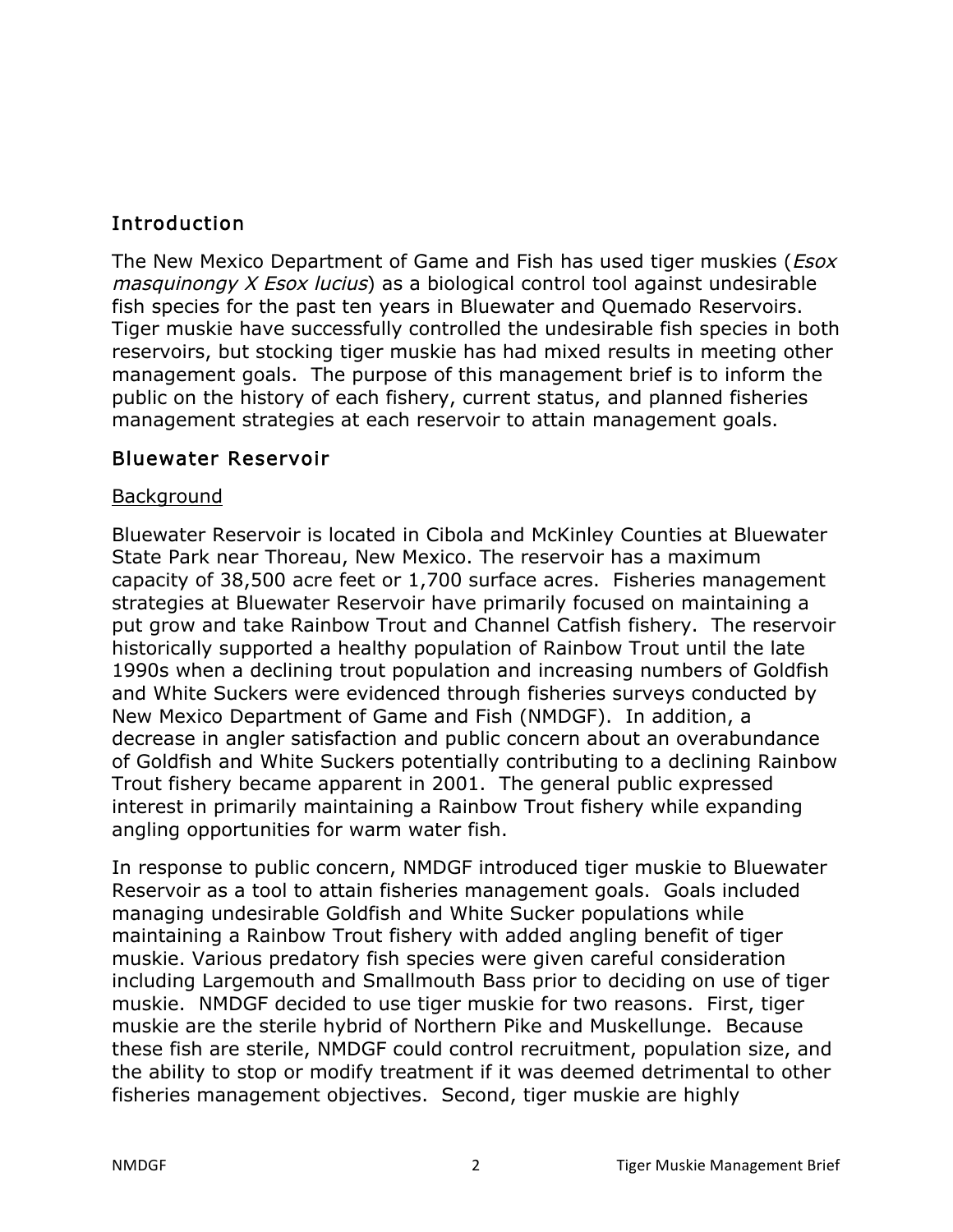## Introduction

The New Mexico Department of Game and Fish has used tiger muskies (*Esox masquinongy X Esox lucius*) as a biological control tool against undesirable fish species for the past ten years in Bluewater and Quemado Reservoirs. Tiger muskie have successfully controlled the undesirable fish species in both reservoirs, but stocking tiger muskie has had mixed results in meeting other management goals. The purpose of this management brief is to inform the public on the history of each fishery, current status, and planned fisheries management strategies at each reservoir to attain management goals.

## Bluewater Reservoir

### Background

Bluewater Reservoir is located in Cibola and McKinley Counties at Bluewater State Park near Thoreau, New Mexico. The reservoir has a maximum capacity of 38,500 acre feet or 1,700 surface acres. Fisheries management strategies at Bluewater Reservoir have primarily focused on maintaining a put grow and take Rainbow Trout and Channel Catfish fishery. The reservoir historically supported a healthy population of Rainbow Trout until the late 1990s when a declining trout population and increasing numbers of Goldfish and White Suckers were evidenced through fisheries surveys conducted by New Mexico Department of Game and Fish (NMDGF). In addition, a decrease in angler satisfaction and public concern about an overabundance of Goldfish and White Suckers potentially contributing to a declining Rainbow Trout fishery became apparent in 2001. The general public expressed interest in primarily maintaining a Rainbow Trout fishery while expanding angling opportunities for warm water fish.

In response to public concern, NMDGF introduced tiger muskie to Bluewater Reservoir as a tool to attain fisheries management goals. Goals included managing undesirable Goldfish and White Sucker populations while maintaining a Rainbow Trout fishery with added angling benefit of tiger muskie. Various predatory fish species were given careful consideration including Largemouth and Smallmouth Bass prior to deciding on use of tiger muskie. NMDGF decided to use tiger muskie for two reasons. First, tiger muskie are the sterile hybrid of Northern Pike and Muskellunge. Because these fish are sterile, NMDGF could control recruitment, population size, and the ability to stop or modify treatment if it was deemed detrimental to other fisheries management objectives. Second, tiger muskie are highly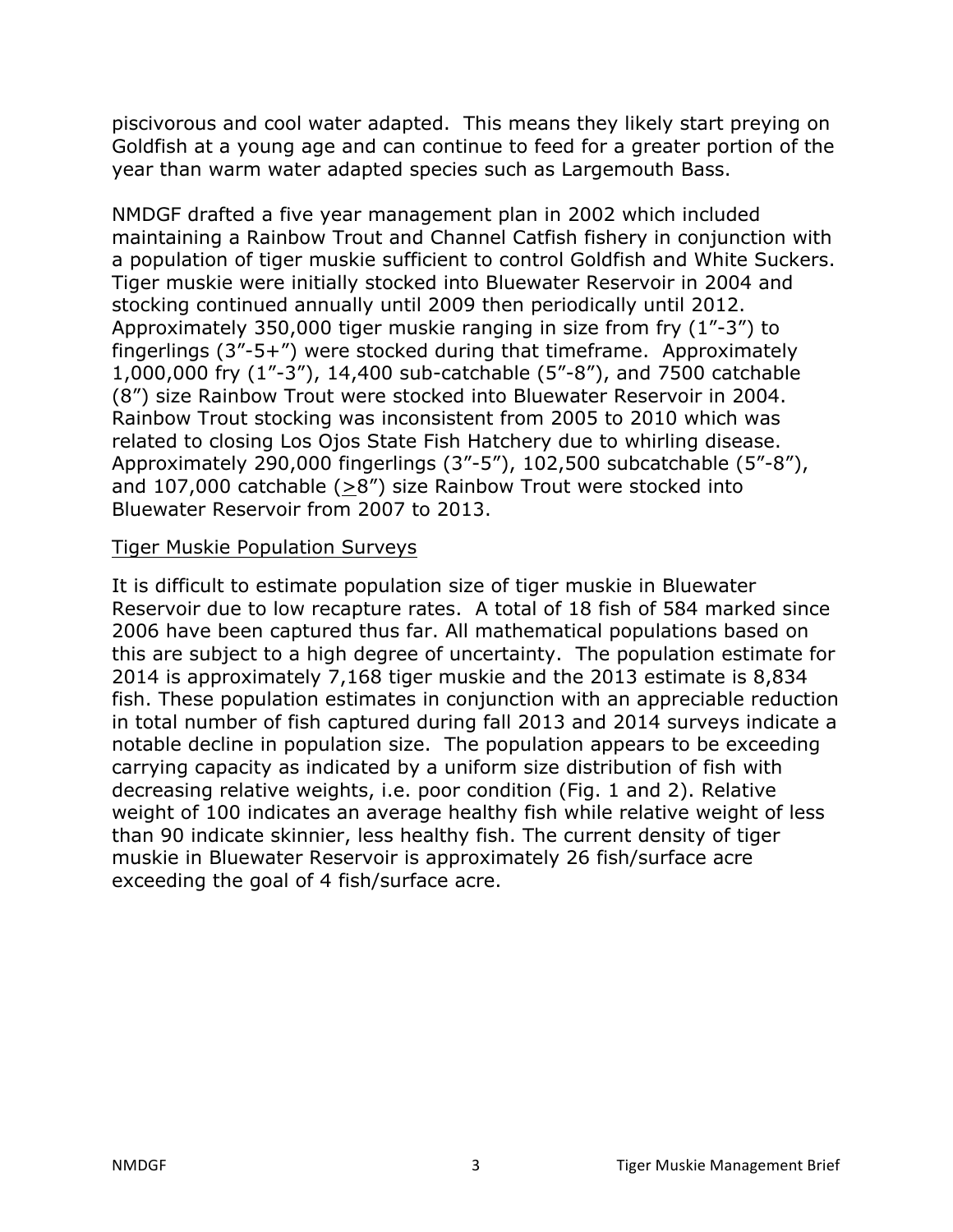piscivorous and cool water adapted. This means they likely start preying on Goldfish at a young age and can continue to feed for a greater portion of the year than warm water adapted species such as Largemouth Bass.

NMDGF drafted a five year management plan in 2002 which included maintaining a Rainbow Trout and Channel Catfish fishery in conjunction with a population of tiger muskie sufficient to control Goldfish and White Suckers. Tiger muskie were initially stocked into Bluewater Reservoir in 2004 and stocking continued annually until 2009 then periodically until 2012. Approximately 350,000 tiger muskie ranging in size from fry (1"-3") to fingerlings (3"-5+") were stocked during that timeframe. Approximately 1,000,000 fry (1"-3"), 14,400 sub-catchable (5"-8"), and 7500 catchable (8") size Rainbow Trout were stocked into Bluewater Reservoir in 2004. Rainbow Trout stocking was inconsistent from 2005 to 2010 which was related to closing Los Ojos State Fish Hatchery due to whirling disease. Approximately 290,000 fingerlings (3"-5"), 102,500 subcatchable (5"-8"), and 107,000 catchable (≥8") size Rainbow Trout were stocked into Bluewater Reservoir from 2007 to 2013.

<u>Tiger Muskie Population Surveys</u>

It is difficult to estimate population size of tiger muskie in Bluewater Reservoir due to low recapture rates. A total of 18 fish of 584 marked since 2006 have been captured thus far. All mathematical populations based on this are subject to a high degree of uncertainty. The population estimate for 2014 is approximately 7,168 tiger muskie and the 2013 estimate is 8,834 fish. These population estimates in conjunction with an appreciable reduction in total number of fish captured during fall 2013 and 2014 surveys indicate a notable decline in population size. The population appears to be exceeding carrying capacity as indicated by a uniform size distribution of fish with decreasing relative weights, i.e. poor condition (Fig. 1 and 2). Relative weight of 100 indicates an average healthy fish while relative weight of less than 90 indicate skinnier, less healthy fish. The current density of tiger muskie in Bluewater Reservoir is approximately 26 fish/surface acre exceeding the goal of 4 fish/surface acre.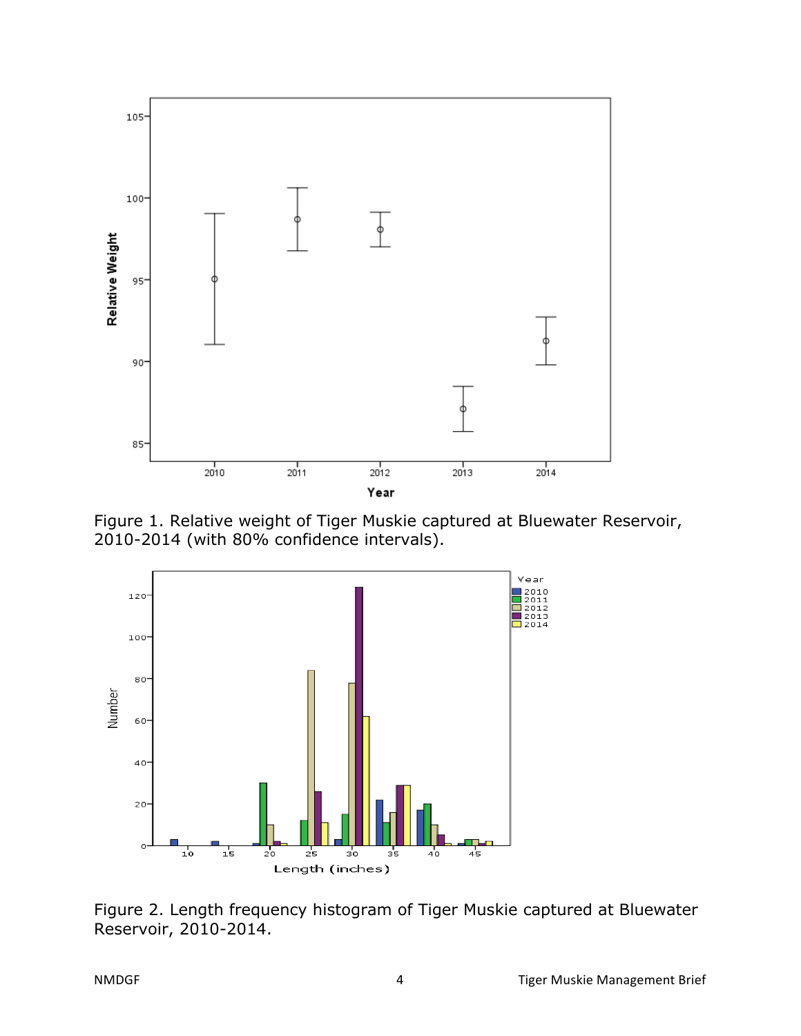Figure 1. Relative weight of Tiger Muskie captured at Bluewater Reservoir, 2010-2014 (with 80% confidence intervals).

Figure 2. Length frequency histogram of Tiger Muskie captured at Bluewater Reservoir, 2010-2014.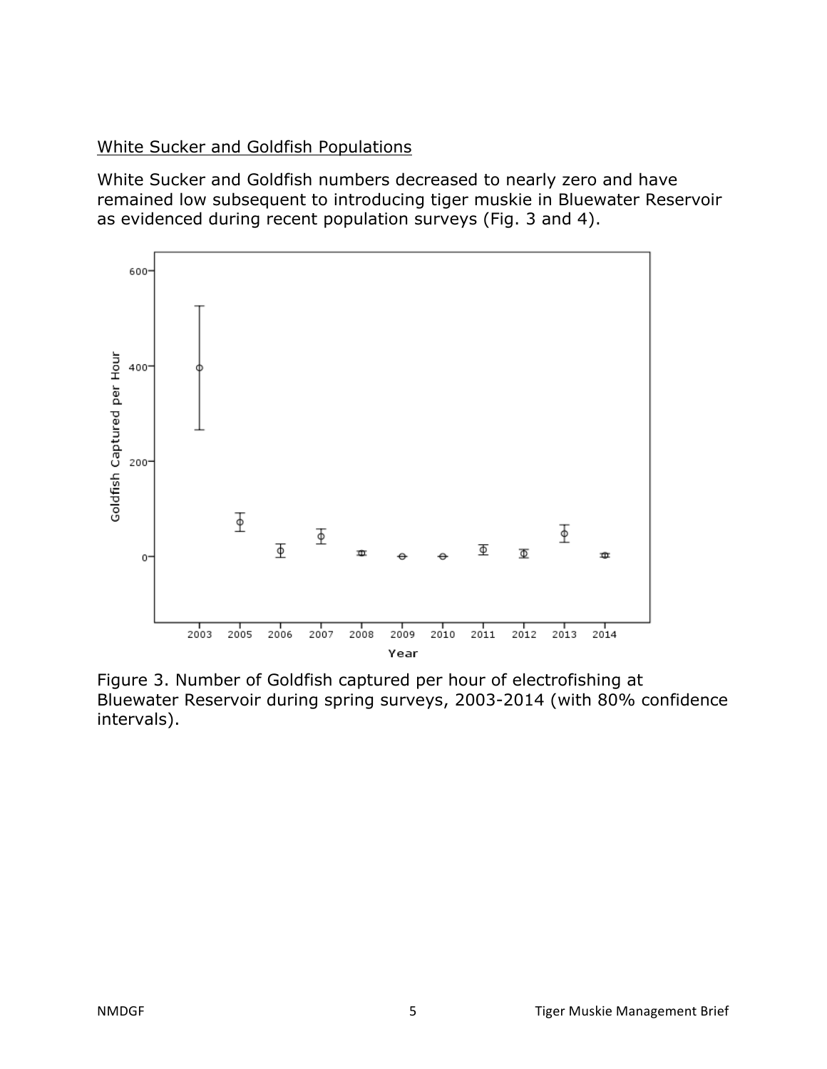White Sucker and Goldfish Populations

White Sucker and Goldfish numbers decreased to nearly zero and have remained low subsequent to introducing tiger muskie in Bluewater Reservoir as evidenced during recent population surveys (Fig. 3 and 4).

Figure 3. Number of Goldfish captured per hour of electrofishing at Bluewater Reservoir during spring surveys, 2003-2014 (with 80% confidence intervals).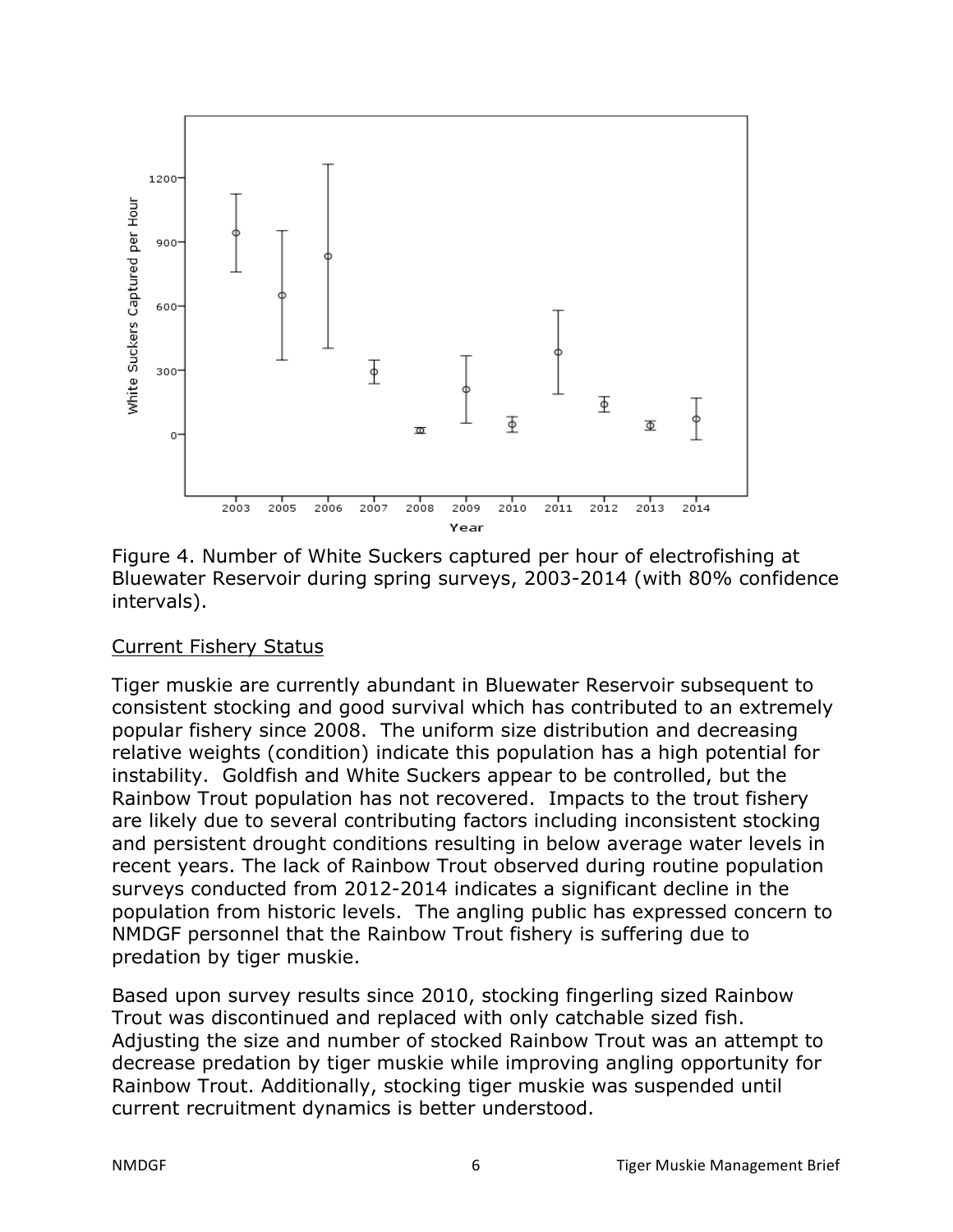Figure 4. Number of White Suckers captured per hour of electrofishing at Bluewater Reservoir during spring surveys, 2003-2014 (with 80% confidence intervals).

## Current Fishery Status

Tiger muskie are currently abundant in Bluewater Reservoir subsequent to consistent stocking and good survival which has contributed to an extremely popular fishery since 2008. The uniform size distribution and decreasing relative weights (condition) indicate this population has a high potential for instability. Goldfish and White Suckers appear to be controlled, but the Rainbow Trout population has not recovered. Impacts to the trout fishery are likely due to several contributing factors including inconsistent stocking and persistent drought conditions resulting in below average water levels in recent years. The lack of Rainbow Trout observed during routine population surveys conducted from 2012-2014 indicates a significant decline in the population from historic levels. The angling public has expressed concern to NMDGF personnel that the Rainbow Trout fishery is suffering due to predation by tiger muskie.

Based upon survey results since 2010, stocking fingerling sized Rainbow Trout was discontinued and replaced with only catchable sized fish. Adjusting the size and number of stocked Rainbow Trout was an attempt to decrease predation by tiger muskie while improving angling opportunity for Rainbow Trout. Additionally, stocking tiger muskie was suspended until current recruitment dynamics is better understood.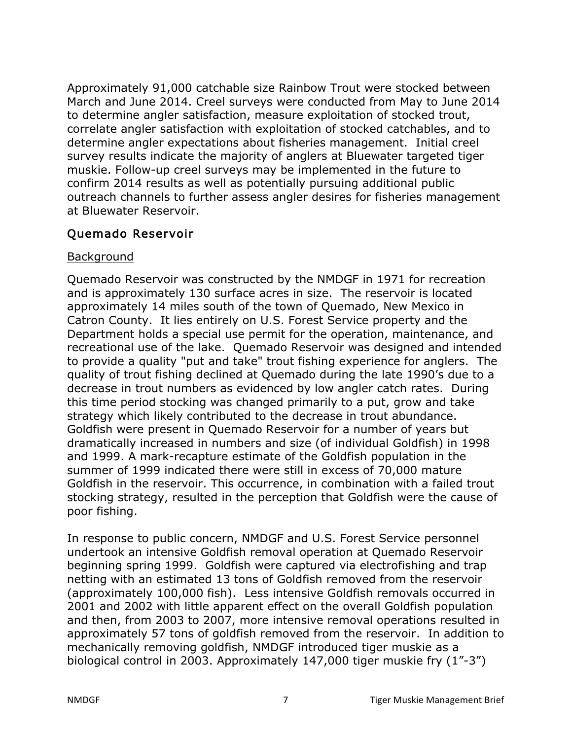Approximately 91,000 catchable size Rainbow Trout were stocked between March and June 2014. Creel surveys were conducted from May to June 2014 to determine angler satisfaction, measure exploitation of stocked trout, correlate angler satisfaction with exploitation of stocked catchables, and to determine angler expectations about fisheries management. Initial creel survey results indicate the majority of anglers at Bluewater targeted tiger muskie. Follow-up creel surveys may be implemented in the future to confirm 2014 results as well as potentially pursuing additional public outreach channels to further assess angler desires for fisheries management at Bluewater Reservoir.

## Quemado Reservoir

### Background

Quemado Reservoir was constructed by the NMDGF in 1971 for recreation and is approximately 130 surface acres in size. The reservoir is located approximately 14 miles south of the town of Quemado, New Mexico in Catron County. It lies entirely on U.S. Forest Service property and the Department holds a special use permit for the operation, maintenance, and recreational use of the lake. Quemado Reservoir was designed and intended to provide a quality "put and take" trout fishing experience for anglers. The quality of trout fishing declined at Quemado during the late 1990's due to a decrease in trout numbers as evidenced by low angler catch rates. During this time period stocking was changed primarily to a put, grow and take strategy which likely contributed to the decrease in trout abundance. Goldfish were present in Quemado Reservoir for a number of years but dramatically increased in numbers and size (of individual Goldfish) in 1998 and 1999. A mark-recapture estimate of the Goldfish population in the summer of 1999 indicated there were still in excess of 70,000 mature Goldfish in the reservoir. This occurrence, in combination with a failed trout stocking strategy, resulted in the perception that Goldfish were the cause of poor fishing.

In response to public concern, NMDGF and U.S. Forest Service personnel undertook an intensive Goldfish removal operation at Quemado Reservoir beginning spring 1999. Goldfish were captured via electrofishing and trap netting with an estimated 13 tons of Goldfish removed from the reservoir (approximately 100,000 fish). Less intensive Goldfish removals occurred in 2001 and 2002 with little apparent effect on the overall Goldfish population and then, from 2003 to 2007, more intensive removal operations resulted in approximately 57 tons of goldfish removed from the reservoir. In addition to mechanically removing goldfish, NMDGF introduced tiger muskie as a biological control in 2003. Approximately 147,000 tiger muskie fry (1"-3")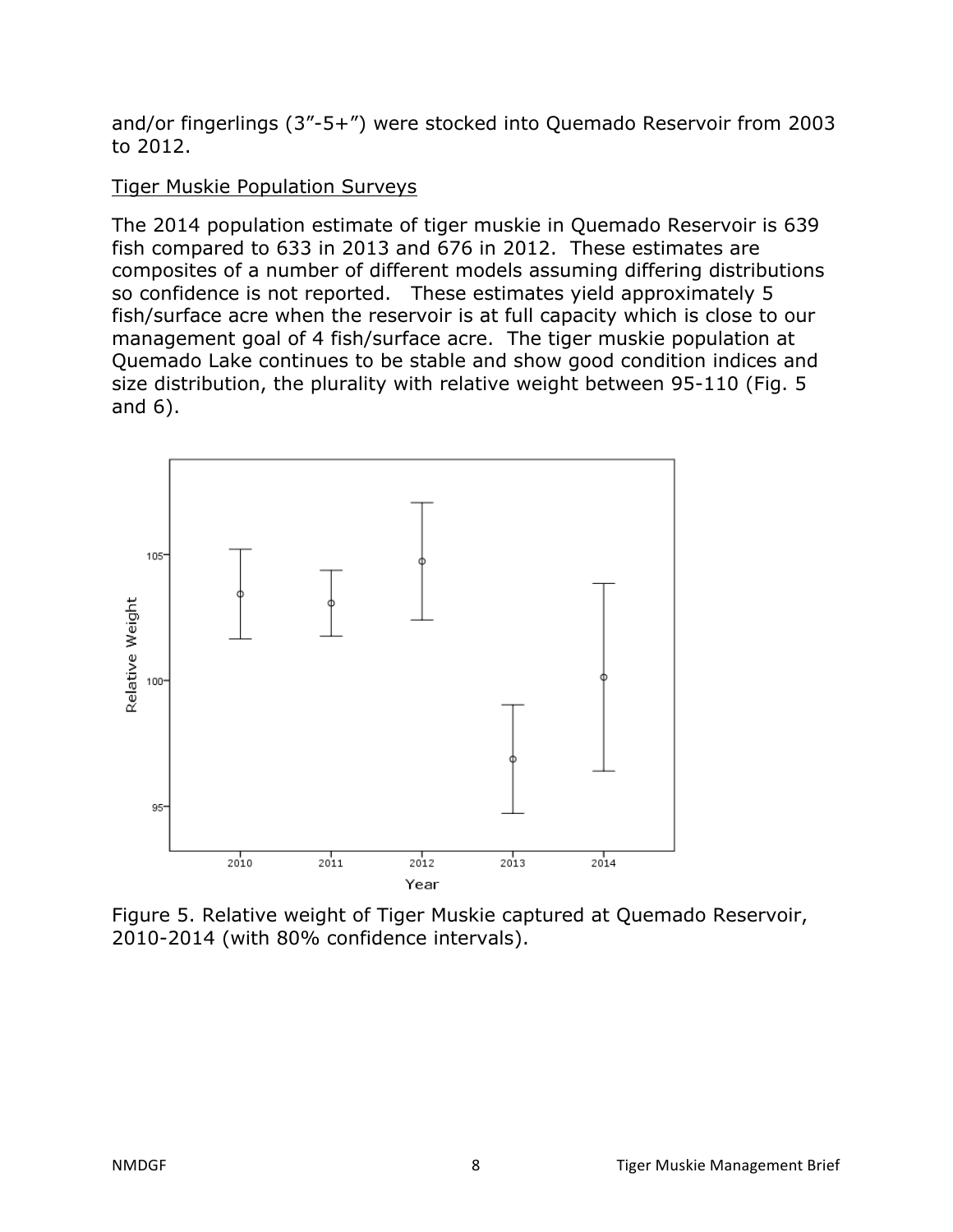and/or fingerlings (3”-5+”) were stocked into Quemado Reservoir from 2003 to 2012.

Tiger Muskie Population Surveys

The 2014 population estimate of tiger muskie in Quemado Reservoir is 639 fish compared to 633 in 2013 and 676 in 2012. These estimates are composites of a number of different models assuming differing distributions so confidence is not reported. These estimates yield approximately 5 fish/surface acre when the reservoir is at full capacity which is close to our management goal of 4 fish/surface acre. The tiger muskie population at Quemado Lake continues to be stable and show good condition indices and size distribution, the plurality with relative weight between 95-110 (Fig. 5 and 6).

Figure 5. Relative weight of Tiger Muskie captured at Quemado Reservoir, 2010-2014 (with 80% confidence intervals).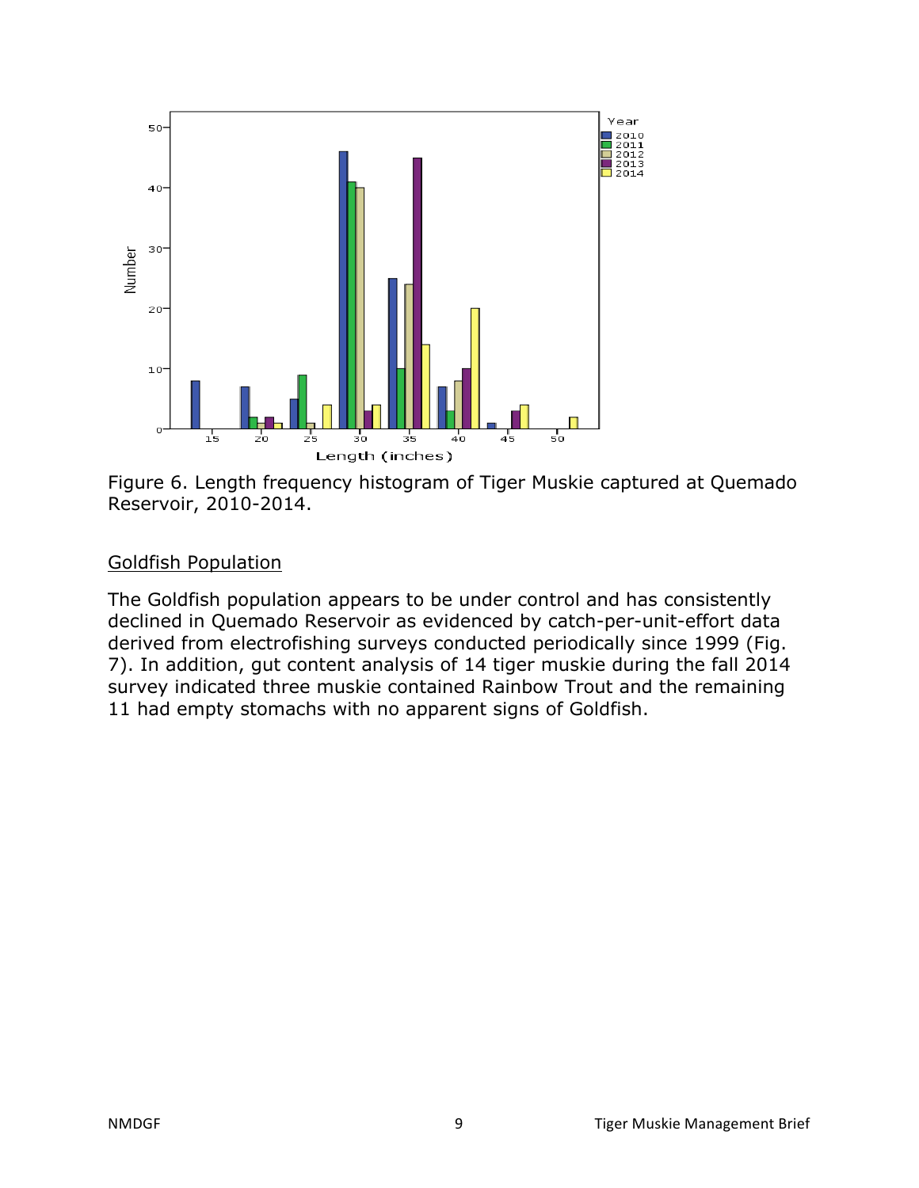Figure 6. Length frequency histogram of Tiger Muskie captured at Quemado Reservoir, 2010-2014.

## Goldfish Population

The Goldfish population appears to be under control and has consistently declined in Quemado Reservoir as evidenced by catch-per-unit-effort data derived from electrofishing surveys conducted periodically since 1999 (Fig. 7). In addition, gut content analysis of 14 tiger muskie during the fall 2014 survey indicated three muskie contained Rainbow Trout and the remaining 11 had empty stomachs with no apparent signs of Goldfish.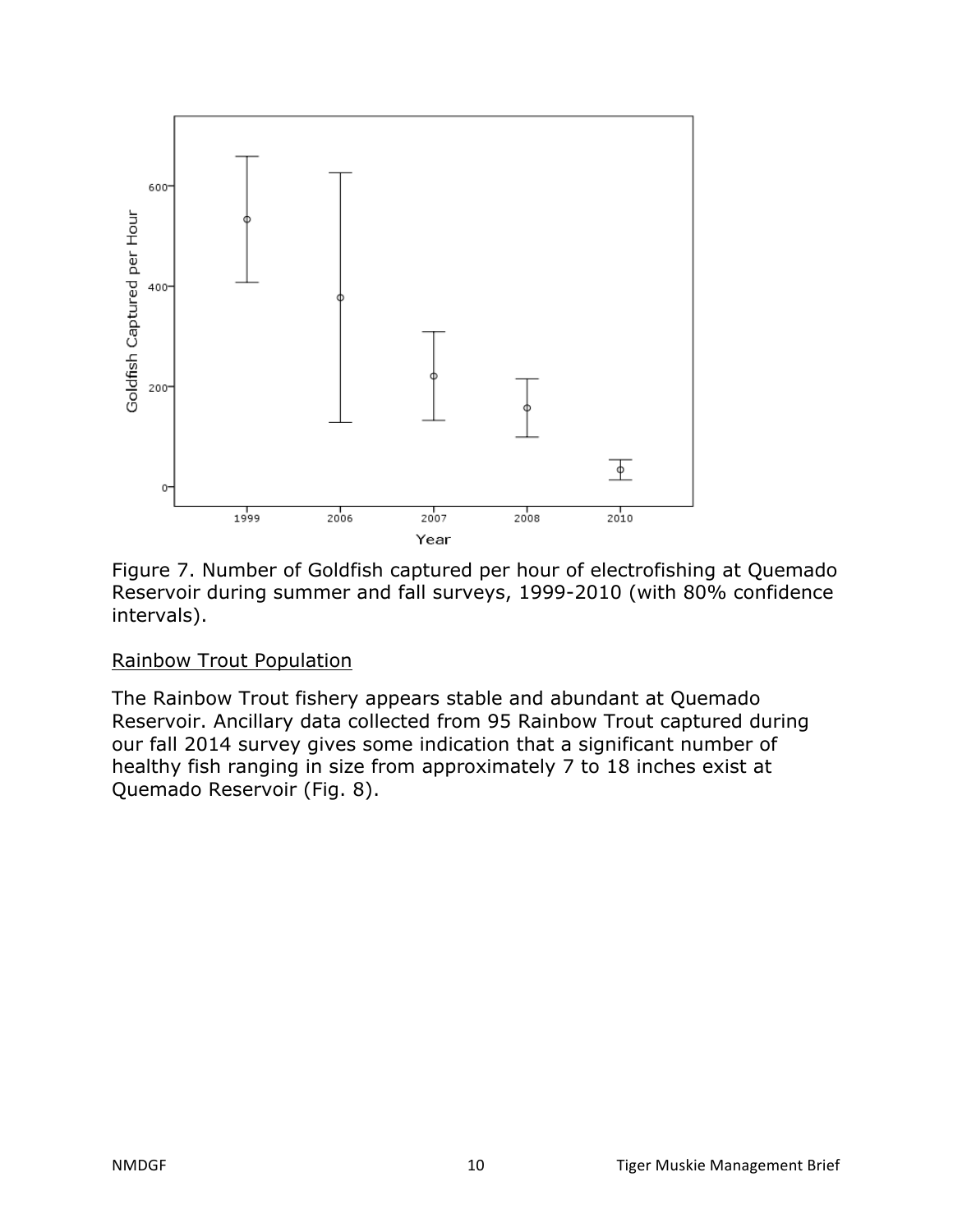Figure 7. Number of Goldfish captured per hour of electrofishing at Quemado Reservoir during summer and fall surveys, 1999-2010 (with 80% confidence intervals).

## Rainbow Trout Population

The Rainbow Trout fishery appears stable and abundant at Quemado Reservoir. Ancillary data collected from 95 Rainbow Trout captured during our fall 2014 survey gives some indication that a significant number of healthy fish ranging in size from approximately 7 to 18 inches exist at Quemado Reservoir (Fig. 8).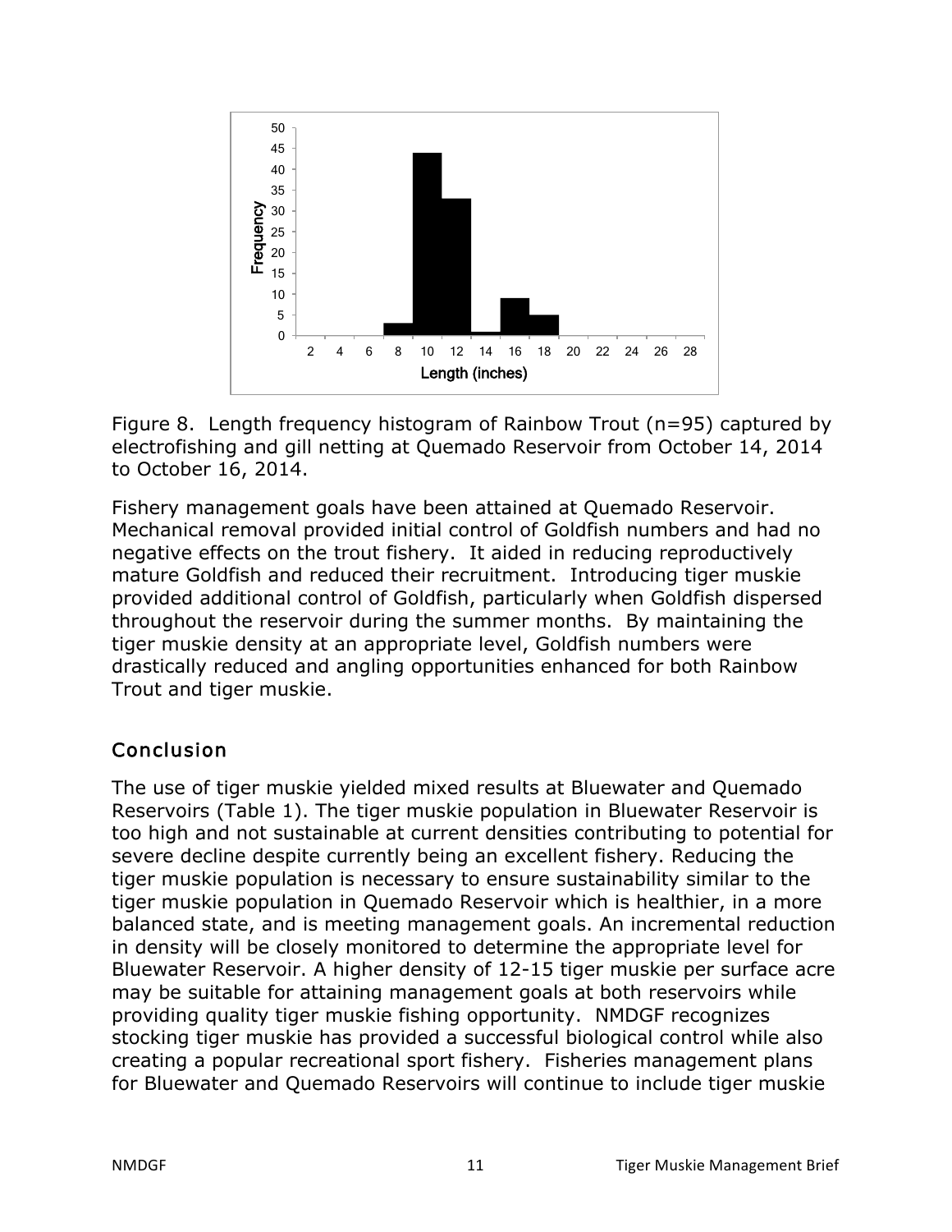Figure 8. Length frequency histogram of Rainbow Trout (n=95) captured by electrofishing and gill netting at Quemado Reservoir from October 14, 2014 to October 16, 2014.

Fishery management goals have been attained at Quemado Reservoir. Mechanical removal provided initial control of Goldfish numbers and had no negative effects on the trout fishery. It aided in reducing reproductively mature Goldfish and reduced their recruitment. Introducing tiger muskie provided additional control of Goldfish, particularly when Goldfish dispersed throughout the reservoir during the summer months. By maintaining the tiger muskie density at an appropriate level, Goldfish numbers were drastically reduced and angling opportunities enhanced for both Rainbow Trout and tiger muskie.

## Conclusion

The use of tiger muskie yielded mixed results at Bluewater and Quemado Reservoirs (Table 1). The tiger muskie population in Bluewater Reservoir is too high and not sustainable at current densities contributing to potential for severe decline despite currently being an excellent fishery. Reducing the tiger muskie population is necessary to ensure sustainability similar to the tiger muskie population in Quemado Reservoir which is healthier, in a more balanced state, and is meeting management goals. An incremental reduction in density will be closely monitored to determine the appropriate level for Bluewater Reservoir. A higher density of 12-15 tiger muskie per surface acre may be suitable for attaining management goals at both reservoirs while providing quality tiger muskie fishing opportunity. NMDGF recognizes stocking tiger muskie has provided a successful biological control while also creating a popular recreational sport fishery. Fisheries management plans for Bluewater and Quemado Reservoirs will continue to include tiger muskie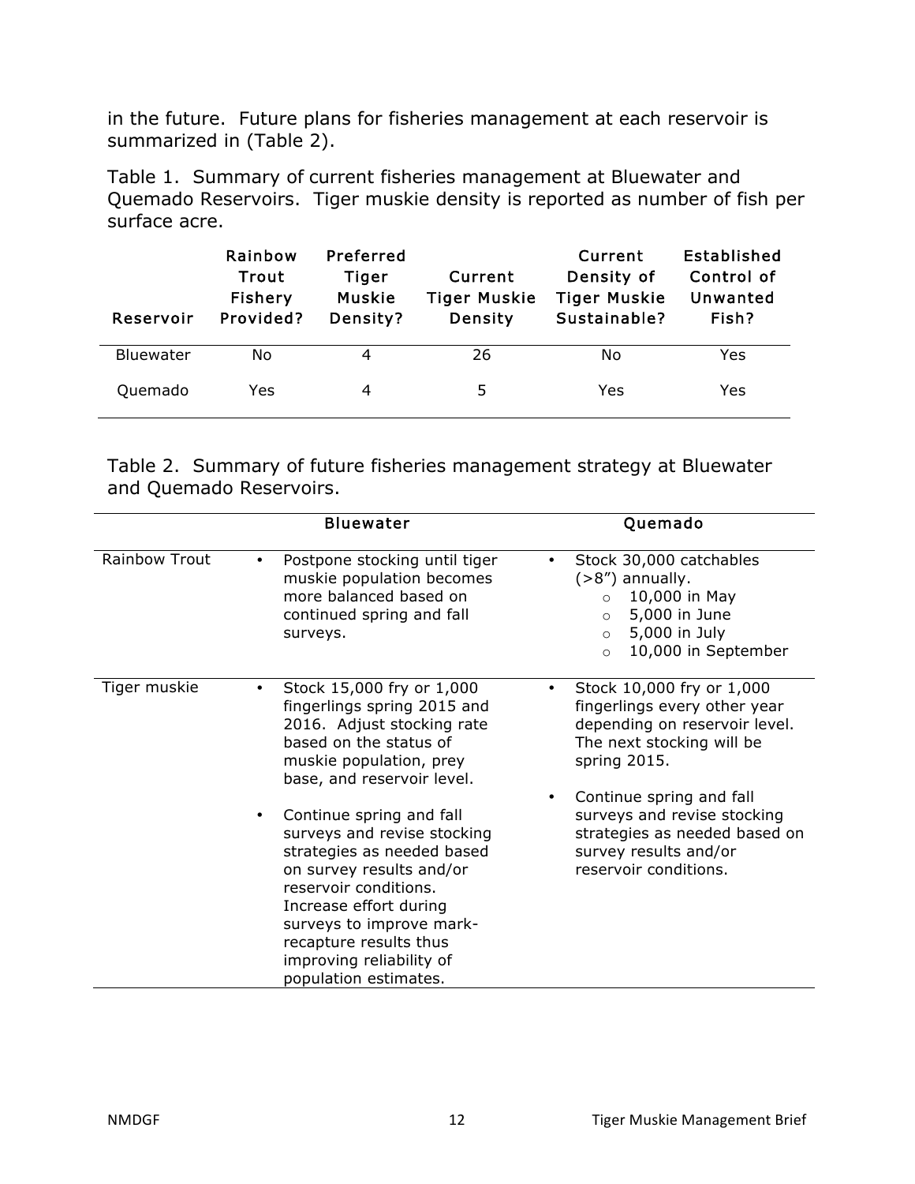in the future. Future plans for fisheries management at each reservoir is summarized in (Table 2).

Table 1. Summary of current fisheries management at Bluewater and Quemado Reservoirs. Tiger muskie density is reported as number of fish per surface acre.

| Reservoir | Rainbow Trout Fishery Provided? | Preferred Tiger Muskie Density? | Current Tiger Muskie Density | Current Density of Tiger Muskie Sustainable? | Established Control of Unwanted Fish? |
|---|---|---|---|---|---|
| Bluewater | No | 4 | 26 | No | Yes |
| Quemado | Yes | 4 | 5 | Yes | Yes |

Table 2. Summary of future fisheries management strategy at Bluewater and Quemado Reservoirs.

| | Bluewater | Quemado |
|---|---|---|
| Rainbow Trout | • Postpone stocking until tiger muskie population becomes more balanced based on continued spring and fall surveys. | • Stock 30,000 catchables (>8") annually.<br>○ 10,000 in May<br>○ 5,000 in June<br>○ 5,000 in July<br>○ 10,000 in September |
| Tiger muskie | • Stock 15,000 fry or 1,000 fingerlings spring 2015 and 2016. Adjust stocking rate based on the status of muskie population, prey base, and reservoir level.<br>• Continue spring and fall surveys and revise stocking strategies as needed based on survey results and/or reservoir conditions. Increase effort during surveys to improve mark-recapture results thus improving reliability of population estimates. | • Stock 10,000 fry or 1,000 fingerlings every other year depending on reservoir level. The next stocking will be spring 2015.<br>• Continue spring and fall surveys and revise stocking strategies as needed based on survey results and/or reservoir conditions. |